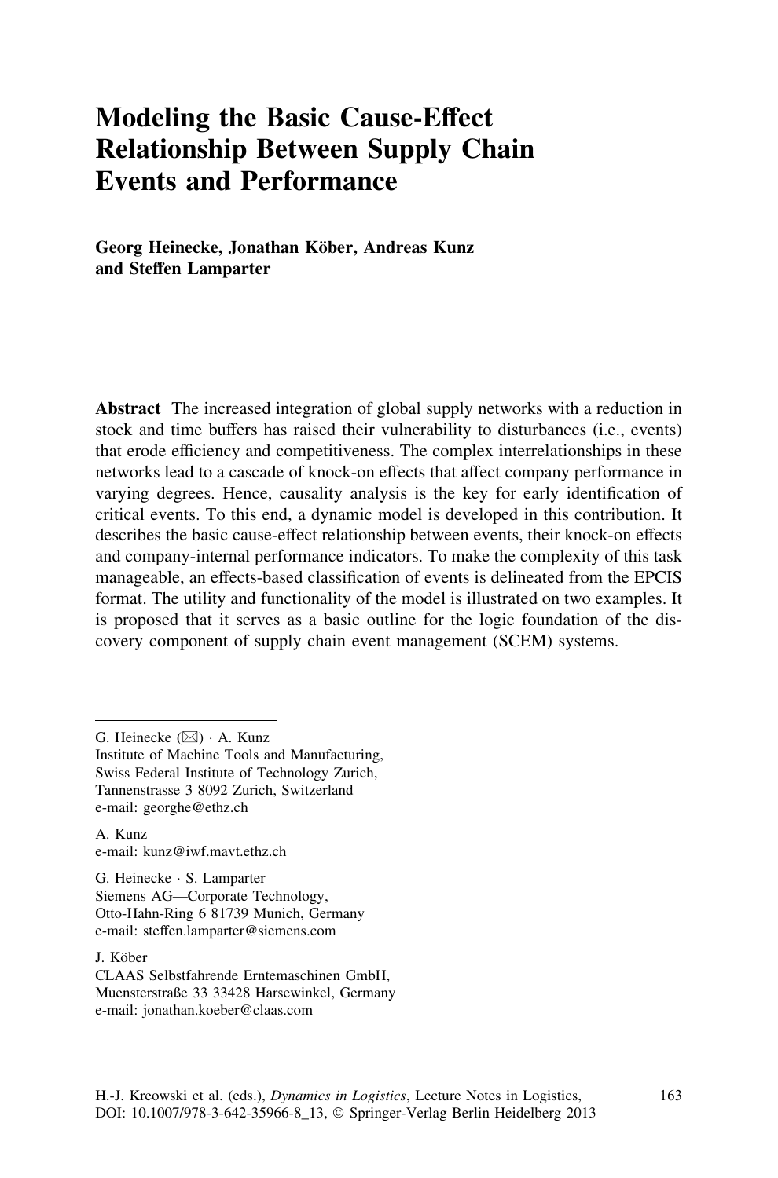# Modeling the Basic Cause-Effect Relationship Between Supply Chain Events and Performance

**Georg Heinecke, Jonathan Köber, Andreas Kunz and Steffen Lamparter**

**Abstract** The increased integration of global supply networks with a reduction in stock and time buffers has raised their vulnerability to disturbances (i.e., events) that erode efficiency and competitiveness. The complex interrelationships in these networks lead to a cascade of knock-on effects that affect company performance in varying degrees. Hence, causality analysis is the key for early identification of critical events. To this end, a dynamic model is developed in this contribution. It describes the basic cause-effect relationship between events, their knock-on effects and company-internal performance indicators. To make the complexity of this task manageable, an effects-based classification of events is delineated from the EPCIS format. The utility and functionality of the model is illustrated on two examples. It is proposed that it serves as a basic outline for the logic foundation of the discovery component of supply chain event management (SCEM) systems.

---

G. Heinecke (✉) · A. Kunz
Institute of Machine Tools and Manufacturing,
Swiss Federal Institute of Technology Zurich,
Tannenstrasse 3 8092 Zurich, Switzerland
e-mail: georghe@ethz.ch

A. Kunz
e-mail: kunz@iwf.mavt.ethz.ch

G. Heinecke · S. Lamparter
Siemens AG—Corporate Technology,
Otto-Hahn-Ring 6 81739 Munich, Germany
e-mail: steffen.lamparter@siemens.com

J. Köber
CLAAS Selbstfahrende Erntemaschinen GmbH,
Muensterstraße 33 33428 Harsewinkel, Germany
e-mail: jonathan.koeber@claas.com

H.-J. Kreowski et al. (eds.), *Dynamics in Logistics*, Lecture Notes in Logistics,
DOI: 10.1007/978-3-642-35966-8_13, © Springer-Verlag Berlin Heidelberg 2013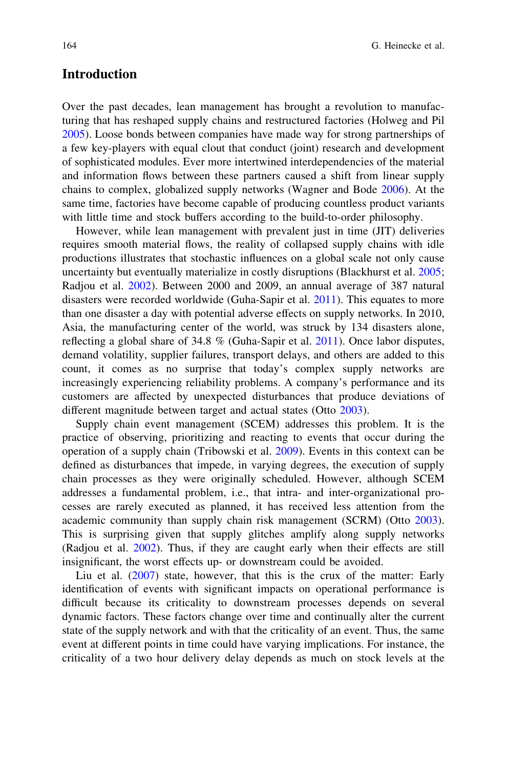## Introduction

Over the past decades, lean management has brought a revolution to manufacturing that has reshaped supply chains and restructured factories (Holweg and Pil 2005). Loose bonds between companies have made way for strong partnerships of a few key-players with equal clout that conduct (joint) research and development of sophisticated modules. Ever more intertwined interdependencies of the material and information flows between these partners caused a shift from linear supply chains to complex, globalized supply networks (Wagner and Bode 2006). At the same time, factories have become capable of producing countless product variants with little time and stock buffers according to the build-to-order philosophy.

However, while lean management with prevalent just in time (JIT) deliveries requires smooth material flows, the reality of collapsed supply chains with idle productions illustrates that stochastic influences on a global scale not only cause uncertainty but eventually materialize in costly disruptions (Blackhurst et al. 2005; Radjou et al. 2002). Between 2000 and 2009, an annual average of 387 natural disasters were recorded worldwide (Guha-Sapir et al. 2011). This equates to more than one disaster a day with potential adverse effects on supply networks. In 2010, Asia, the manufacturing center of the world, was struck by 134 disasters alone, reflecting a global share of 34.8 % (Guha-Sapir et al. 2011). Once labor disputes, demand volatility, supplier failures, transport delays, and others are added to this count, it comes as no surprise that today's complex supply networks are increasingly experiencing reliability problems. A company's performance and its customers are affected by unexpected disturbances that produce deviations of different magnitude between target and actual states (Otto 2003).

Supply chain event management (SCEM) addresses this problem. It is the practice of observing, prioritizing and reacting to events that occur during the operation of a supply chain (Tribowski et al. 2009). Events in this context can be defined as disturbances that impede, in varying degrees, the execution of supply chain processes as they were originally scheduled. However, although SCEM addresses a fundamental problem, i.e., that intra- and inter-organizational processes are rarely executed as planned, it has received less attention from the academic community than supply chain risk management (SCRM) (Otto 2003). This is surprising given that supply glitches amplify along supply networks (Radjou et al. 2002). Thus, if they are caught early when their effects are still insignificant, the worst effects up- or downstream could be avoided.

Liu et al. (2007) state, however, that this is the crux of the matter: Early identification of events with significant impacts on operational performance is difficult because its criticality to downstream processes depends on several dynamic factors. These factors change over time and continually alter the current state of the supply network and with that the criticality of an event. Thus, the same event at different points in time could have varying implications. For instance, the criticality of a two hour delivery delay depends as much on stock levels at the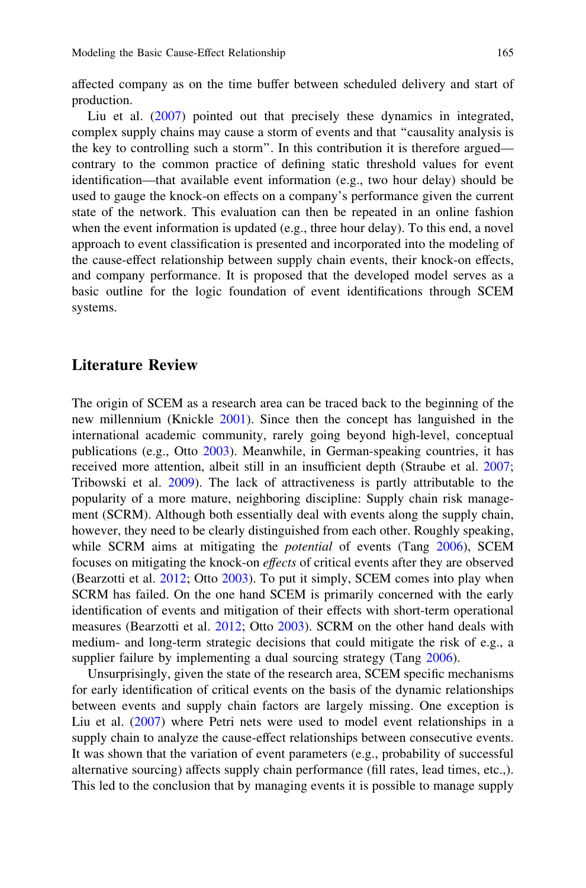affected company as on the time buffer between scheduled delivery and start of production.

Liu et al. (2007) pointed out that precisely these dynamics in integrated, complex supply chains may cause a storm of events and that "causality analysis is the key to controlling such a storm". In this contribution it is therefore argued—contrary to the common practice of defining static threshold values for event identification—that available event information (e.g., two hour delay) should be used to gauge the knock-on effects on a company's performance given the current state of the network. This evaluation can then be repeated in an online fashion when the event information is updated (e.g., three hour delay). To this end, a novel approach to event classification is presented and incorporated into the modeling of the cause-effect relationship between supply chain events, their knock-on effects, and company performance. It is proposed that the developed model serves as a basic outline for the logic foundation of event identifications through SCEM systems.

## Literature Review

The origin of SCEM as a research area can be traced back to the beginning of the new millennium (Knickle 2001). Since then the concept has languished in the international academic community, rarely going beyond high-level, conceptual publications (e.g., Otto 2003). Meanwhile, in German-speaking countries, it has received more attention, albeit still in an insufficient depth (Straube et al. 2007; Tribowski et al. 2009). The lack of attractiveness is partly attributable to the popularity of a more mature, neighboring discipline: Supply chain risk management (SCRM). Although both essentially deal with events along the supply chain, however, they need to be clearly distinguished from each other. Roughly speaking, while SCRM aims at mitigating the *potential* of events (Tang 2006), SCEM focuses on mitigating the knock-on *effects* of critical events after they are observed (Bearzotti et al. 2012; Otto 2003). To put it simply, SCEM comes into play when SCRM has failed. On the one hand SCEM is primarily concerned with the early identification of events and mitigation of their effects with short-term operational measures (Bearzotti et al. 2012; Otto 2003). SCRM on the other hand deals with medium- and long-term strategic decisions that could mitigate the risk of e.g., a supplier failure by implementing a dual sourcing strategy (Tang 2006).

Unsurprisingly, given the state of the research area, SCEM specific mechanisms for early identification of critical events on the basis of the dynamic relationships between events and supply chain factors are largely missing. One exception is Liu et al. (2007) where Petri nets were used to model event relationships in a supply chain to analyze the cause-effect relationships between consecutive events. It was shown that the variation of event parameters (e.g., probability of successful alternative sourcing) affects supply chain performance (fill rates, lead times, etc.,). This led to the conclusion that by managing events it is possible to manage supply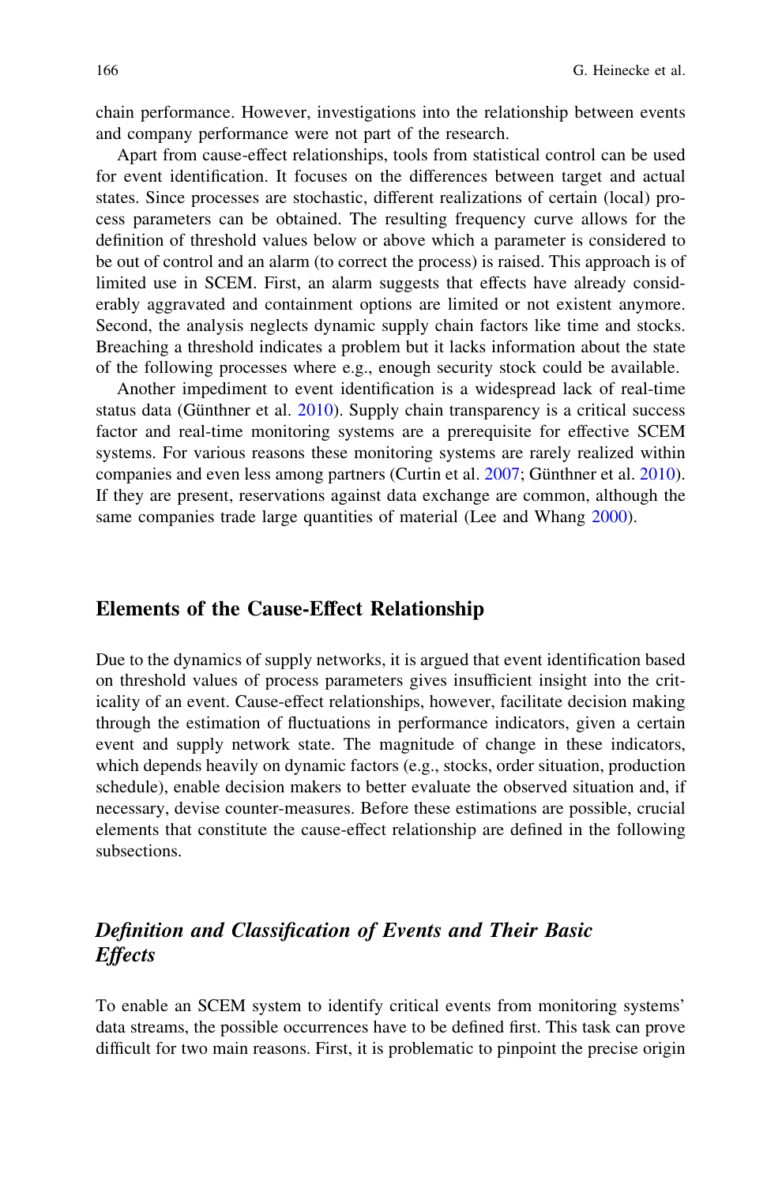chain performance. However, investigations into the relationship between events and company performance were not part of the research.

Apart from cause-effect relationships, tools from statistical control can be used for event identification. It focuses on the differences between target and actual states. Since processes are stochastic, different realizations of certain (local) process parameters can be obtained. The resulting frequency curve allows for the definition of threshold values below or above which a parameter is considered to be out of control and an alarm (to correct the process) is raised. This approach is of limited use in SCEM. First, an alarm suggests that effects have already considerably aggravated and containment options are limited or not existent anymore. Second, the analysis neglects dynamic supply chain factors like time and stocks. Breaching a threshold indicates a problem but it lacks information about the state of the following processes where e.g., enough security stock could be available.

Another impediment to event identification is a widespread lack of real-time status data (Günthner et al. 2010). Supply chain transparency is a critical success factor and real-time monitoring systems are a prerequisite for effective SCEM systems. For various reasons these monitoring systems are rarely realized within companies and even less among partners (Curtin et al. 2007; Günthner et al. 2010). If they are present, reservations against data exchange are common, although the same companies trade large quantities of material (Lee and Whang 2000).

## Elements of the Cause-Effect Relationship

Due to the dynamics of supply networks, it is argued that event identification based on threshold values of process parameters gives insufficient insight into the criticality of an event. Cause-effect relationships, however, facilitate decision making through the estimation of fluctuations in performance indicators, given a certain event and supply network state. The magnitude of change in these indicators, which depends heavily on dynamic factors (e.g., stocks, order situation, production schedule), enable decision makers to better evaluate the observed situation and, if necessary, devise counter-measures. Before these estimations are possible, crucial elements that constitute the cause-effect relationship are defined in the following subsections.

### *Definition and Classification of Events and Their Basic Effects*

To enable an SCEM system to identify critical events from monitoring systems' data streams, the possible occurrences have to be defined first. This task can prove difficult for two main reasons. First, it is problematic to pinpoint the precise origin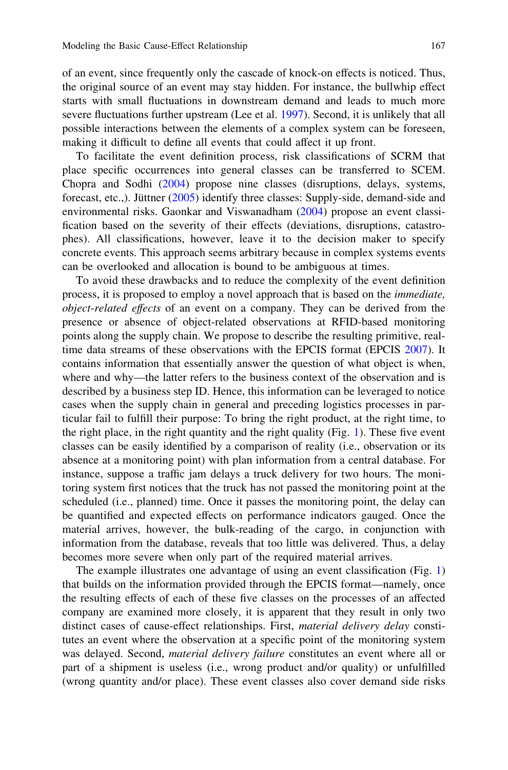of an event, since frequently only the cascade of knock-on effects is noticed. Thus, the original source of an event may stay hidden. For instance, the bullwhip effect starts with small fluctuations in downstream demand and leads to much more severe fluctuations further upstream (Lee et al. 1997). Second, it is unlikely that all possible interactions between the elements of a complex system can be foreseen, making it difficult to define all events that could affect it up front.

To facilitate the event definition process, risk classifications of SCRM that place specific occurrences into general classes can be transferred to SCEM. Chopra and Sodhi (2004) propose nine classes (disruptions, delays, systems, forecast, etc.,). Jüttner (2005) identify three classes: Supply-side, demand-side and environmental risks. Gaonkar and Viswanadham (2004) propose an event classification based on the severity of their effects (deviations, disruptions, catastrophes). All classifications, however, leave it to the decision maker to specify concrete events. This approach seems arbitrary because in complex systems events can be overlooked and allocation is bound to be ambiguous at times.

To avoid these drawbacks and to reduce the complexity of the event definition process, it is proposed to employ a novel approach that is based on the *immediate, object-related effects* of an event on a company. They can be derived from the presence or absence of object-related observations at RFID-based monitoring points along the supply chain. We propose to describe the resulting primitive, real-time data streams of these observations with the EPCIS format (EPCIS 2007). It contains information that essentially answer the question of what object is when, where and why—the latter refers to the business context of the observation and is described by a business step ID. Hence, this information can be leveraged to notice cases when the supply chain in general and preceding logistics processes in particular fail to fulfill their purpose: To bring the right product, at the right time, to the right place, in the right quantity and the right quality (Fig. 1). These five event classes can be easily identified by a comparison of reality (i.e., observation or its absence at a monitoring point) with plan information from a central database. For instance, suppose a traffic jam delays a truck delivery for two hours. The monitoring system first notices that the truck has not passed the monitoring point at the scheduled (i.e., planned) time. Once it passes the monitoring point, the delay can be quantified and expected effects on performance indicators gauged. Once the material arrives, however, the bulk-reading of the cargo, in conjunction with information from the database, reveals that too little was delivered. Thus, a delay becomes more severe when only part of the required material arrives.

The example illustrates one advantage of using an event classification (Fig. 1) that builds on the information provided through the EPCIS format—namely, once the resulting effects of each of these five classes on the processes of an affected company are examined more closely, it is apparent that they result in only two distinct cases of cause-effect relationships. First, *material delivery delay* constitutes an event where the observation at a specific point of the monitoring system was delayed. Second, *material delivery failure* constitutes an event where all or part of a shipment is useless (i.e., wrong product and/or quality) or unfulfilled (wrong quantity and/or place). These event classes also cover demand side risks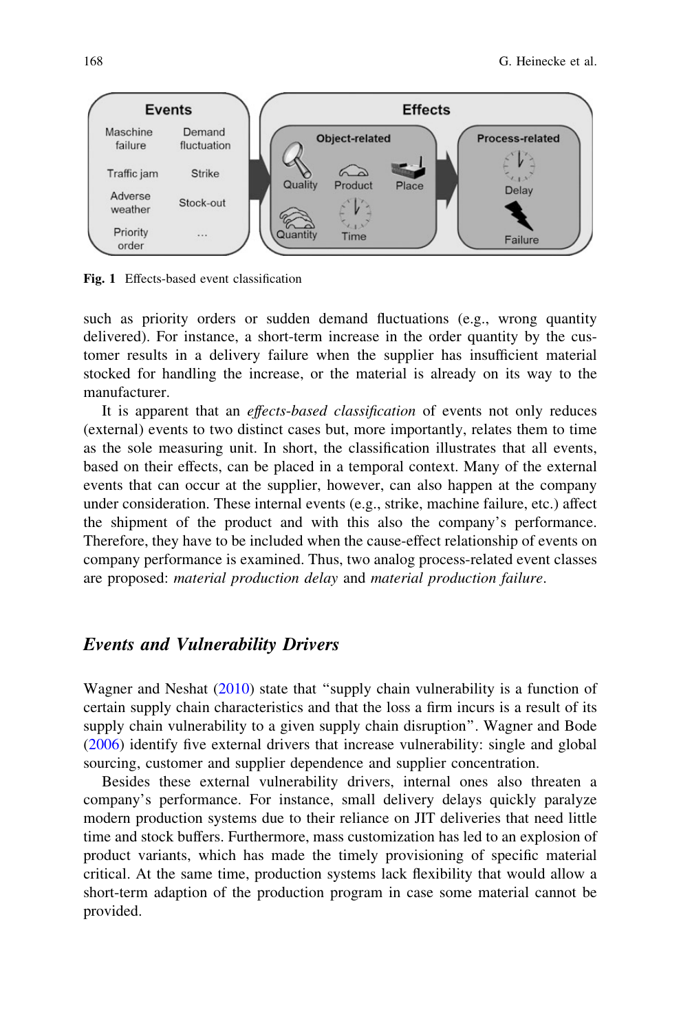Events

Maschine failure

Demand fluctuation

Traffic jam

Strike

Adverse weather

Stock-out

Priority order

...

Effects

Object-related

Quality

Product

Place

Quantity

Time

Process-related

Delay

Failure

**Fig. 1** Effects-based event classification

such as priority orders or sudden demand fluctuations (e.g., wrong quantity delivered). For instance, a short-term increase in the order quantity by the customer results in a delivery failure when the supplier has insufficient material stocked for handling the increase, or the material is already on its way to the manufacturer.

It is apparent that an *effects-based classification* of events not only reduces (external) events to two distinct cases but, more importantly, relates them to time as the sole measuring unit. In short, the classification illustrates that all events, based on their effects, can be placed in a temporal context. Many of the external events that can occur at the supplier, however, can also happen at the company under consideration. These internal events (e.g., strike, machine failure, etc.) affect the shipment of the product and with this also the company's performance. Therefore, they have to be included when the cause-effect relationship of events on company performance is examined. Thus, two analog process-related event classes are proposed: *material production delay* and *material production failure*.

## *Events and Vulnerability Drivers*

Wagner and Neshat (2010) state that "supply chain vulnerability is a function of certain supply chain characteristics and that the loss a firm incurs is a result of its supply chain vulnerability to a given supply chain disruption". Wagner and Bode (2006) identify five external drivers that increase vulnerability: single and global sourcing, customer and supplier dependence and supplier concentration.

Besides these external vulnerability drivers, internal ones also threaten a company's performance. For instance, small delivery delays quickly paralyze modern production systems due to their reliance on JIT deliveries that need little time and stock buffers. Furthermore, mass customization has led to an explosion of product variants, which has made the timely provisioning of specific material critical. At the same time, production systems lack flexibility that would allow a short-term adaption of the production program in case some material cannot be provided.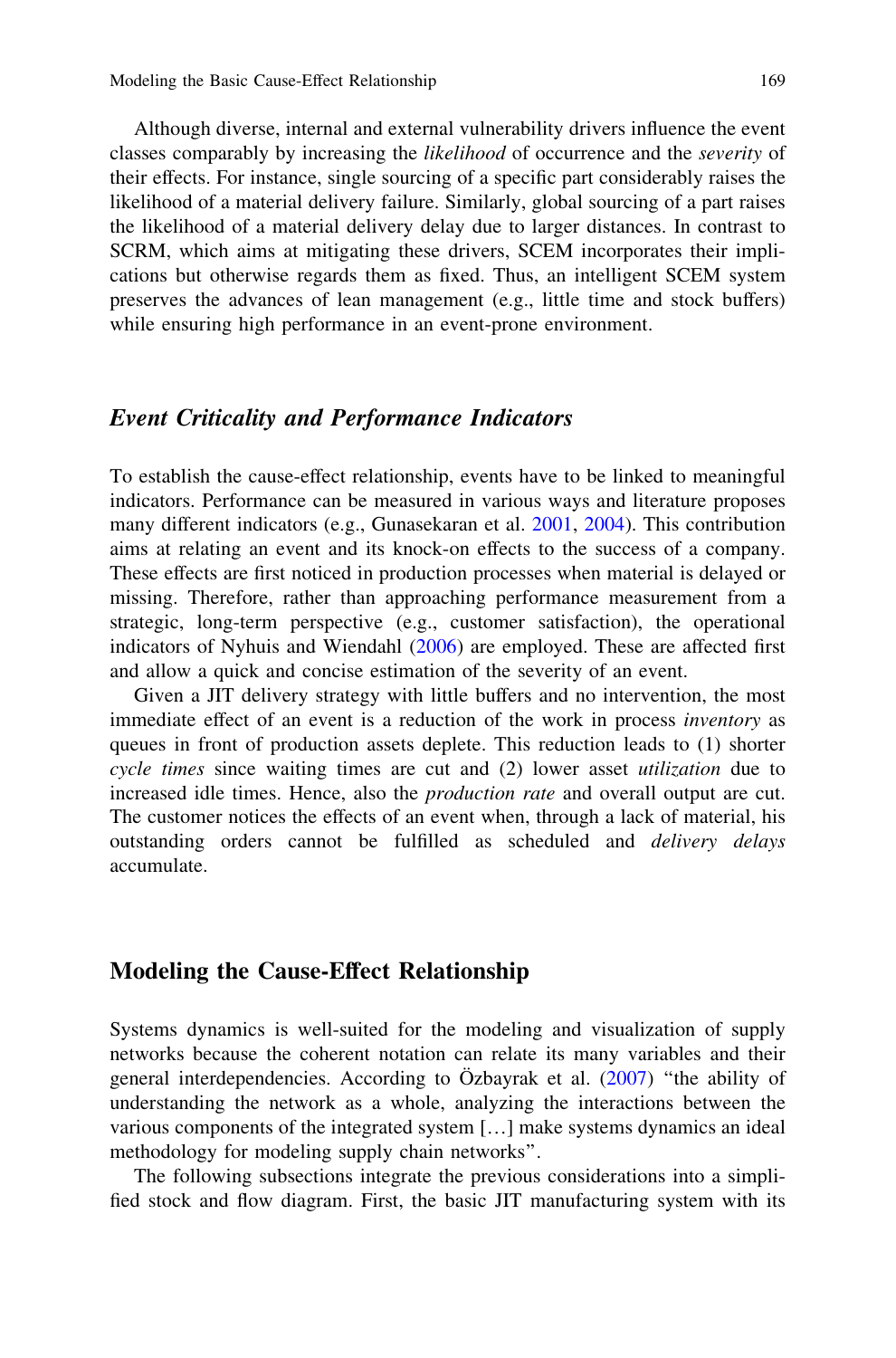Although diverse, internal and external vulnerability drivers influence the event classes comparably by increasing the *likelihood* of occurrence and the *severity* of their effects. For instance, single sourcing of a specific part considerably raises the likelihood of a material delivery failure. Similarly, global sourcing of a part raises the likelihood of a material delivery delay due to larger distances. In contrast to SCRM, which aims at mitigating these drivers, SCEM incorporates their implications but otherwise regards them as fixed. Thus, an intelligent SCEM system preserves the advances of lean management (e.g., little time and stock buffers) while ensuring high performance in an event-prone environment.

### *Event Criticality and Performance Indicators*

To establish the cause-effect relationship, events have to be linked to meaningful indicators. Performance can be measured in various ways and literature proposes many different indicators (e.g., Gunasekaran et al. 2001, 2004). This contribution aims at relating an event and its knock-on effects to the success of a company. These effects are first noticed in production processes when material is delayed or missing. Therefore, rather than approaching performance measurement from a strategic, long-term perspective (e.g., customer satisfaction), the operational indicators of Nyhuis and Wiendahl (2006) are employed. These are affected first and allow a quick and concise estimation of the severity of an event.

Given a JIT delivery strategy with little buffers and no intervention, the most immediate effect of an event is a reduction of the work in process *inventory* as queues in front of production assets deplete. This reduction leads to (1) shorter *cycle times* since waiting times are cut and (2) lower asset *utilization* due to increased idle times. Hence, also the *production rate* and overall output are cut. The customer notices the effects of an event when, through a lack of material, his outstanding orders cannot be fulfilled as scheduled and *delivery delays* accumulate.

## Modeling the Cause-Effect Relationship

Systems dynamics is well-suited for the modeling and visualization of supply networks because the coherent notation can relate its many variables and their general interdependencies. According to Özbayrak et al. (2007) "the ability of understanding the network as a whole, analyzing the interactions between the various components of the integrated system […] make systems dynamics an ideal methodology for modeling supply chain networks".

The following subsections integrate the previous considerations into a simplified stock and flow diagram. First, the basic JIT manufacturing system with its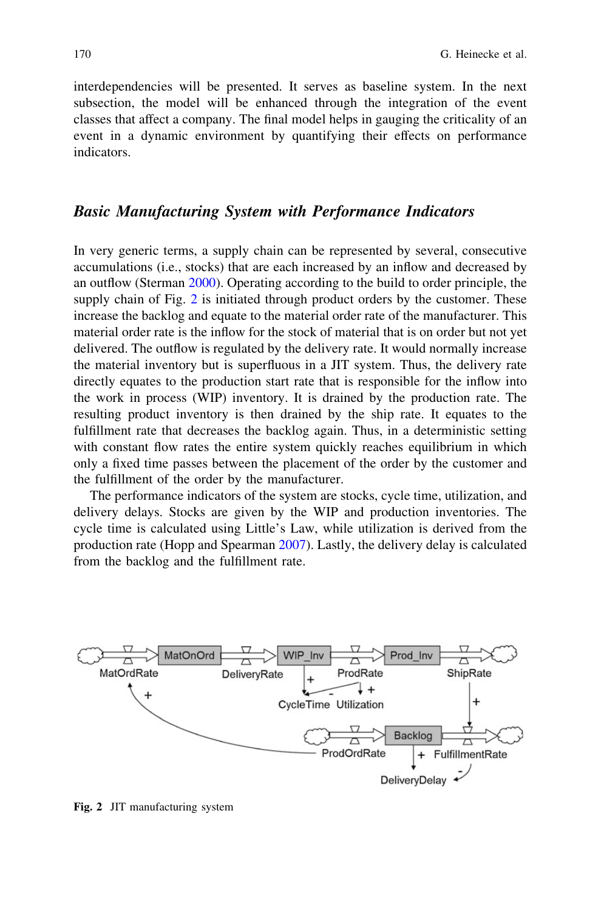interdependencies will be presented. It serves as baseline system. In the next subsection, the model will be enhanced through the integration of the event classes that affect a company. The final model helps in gauging the criticality of an event in a dynamic environment by quantifying their effects on performance indicators.

### *Basic Manufacturing System with Performance Indicators*

In very generic terms, a supply chain can be represented by several, consecutive accumulations (i.e., stocks) that are each increased by an inflow and decreased by an outflow (Sterman 2000). Operating according to the build to order principle, the supply chain of Fig. 2 is initiated through product orders by the customer. These increase the backlog and equate to the material order rate of the manufacturer. This material order rate is the inflow for the stock of material that is on order but not yet delivered. The outflow is regulated by the delivery rate. It would normally increase the material inventory but is superfluous in a JIT system. Thus, the delivery rate directly equates to the production start rate that is responsible for the inflow into the work in process (WIP) inventory. It is drained by the production rate. The resulting product inventory is then drained by the ship rate. It equates to the fulfillment rate that decreases the backlog again. Thus, in a deterministic setting with constant flow rates the entire system quickly reaches equilibrium in which only a fixed time passes between the placement of the order by the customer and the fulfillment of the order by the manufacturer.

The performance indicators of the system are stocks, cycle time, utilization, and delivery delays. Stocks are given by the WIP and production inventories. The cycle time is calculated using Little's Law, while utilization is derived from the production rate (Hopp and Spearman 2007). Lastly, the delivery delay is calculated from the backlog and the fulfillment rate.

MatOnOrd
WIP_Inv
Prod_Inv
MatOrdRate
DeliveryRate
ProdRate
ShipRate
CycleTime
Utilization
Backlog
ProdOrdRate
FulfillmentRate
DeliveryDelay

**Fig. 2** JIT manufacturing system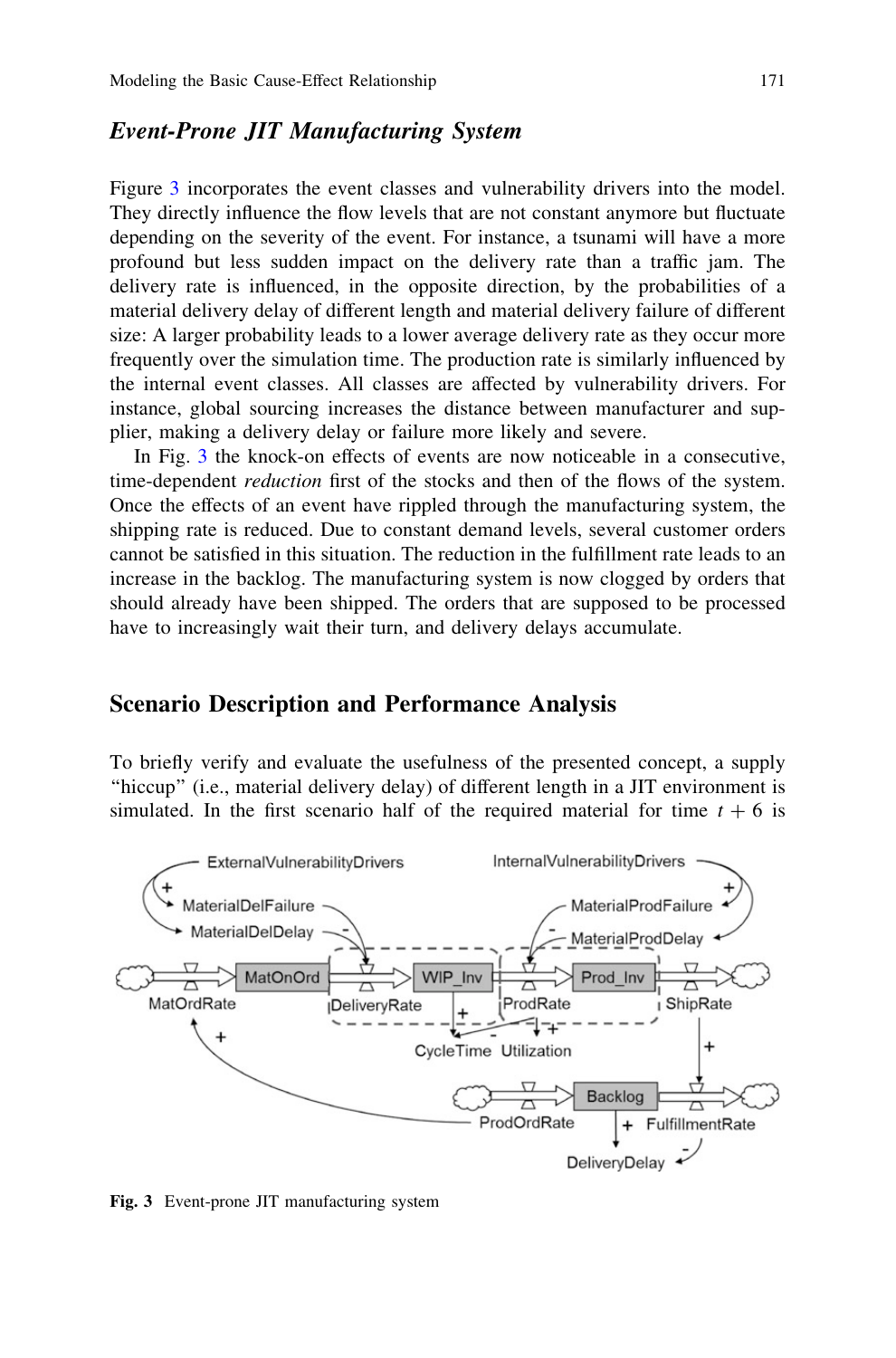### *Event-Prone JIT Manufacturing System*

Figure 3 incorporates the event classes and vulnerability drivers into the model. They directly influence the flow levels that are not constant anymore but fluctuate depending on the severity of the event. For instance, a tsunami will have a more profound but less sudden impact on the delivery rate than a traffic jam. The delivery rate is influenced, in the opposite direction, by the probabilities of a material delivery delay of different length and material delivery failure of different size: A larger probability leads to a lower average delivery rate as they occur more frequently over the simulation time. The production rate is similarly influenced by the internal event classes. All classes are affected by vulnerability drivers. For instance, global sourcing increases the distance between manufacturer and supplier, making a delivery delay or failure more likely and severe.

In Fig. 3 the knock-on effects of events are now noticeable in a consecutive, time-dependent *reduction* first of the stocks and then of the flows of the system. Once the effects of an event have rippled through the manufacturing system, the shipping rate is reduced. Due to constant demand levels, several customer orders cannot be satisfied in this situation. The reduction in the fulfillment rate leads to an increase in the backlog. The manufacturing system is now clogged by orders that should already have been shipped. The orders that are supposed to be processed have to increasingly wait their turn, and delivery delays accumulate.

## Scenario Description and Performance Analysis

To briefly verify and evaluate the usefulness of the presented concept, a supply "hiccup" (i.e., material delivery delay) of different length in a JIT environment is simulated. In the first scenario half of the required material for time $t + 6$ is

ExternalVulnerabilityDrivers
InternalVulnerabilityDrivers
MaterialDelFailure
MaterialDelDelay
MaterialProdFailure
MaterialProdDelay
MatOnOrd
WIP_Inv
Prod_Inv
MatOrdRate
DeliveryRate
ProdRate
ShipRate
CycleTime
Utilization
Backlog
ProdOrdRate
FulfillmentRate
DeliveryDelay

**Fig. 3** Event-prone JIT manufacturing system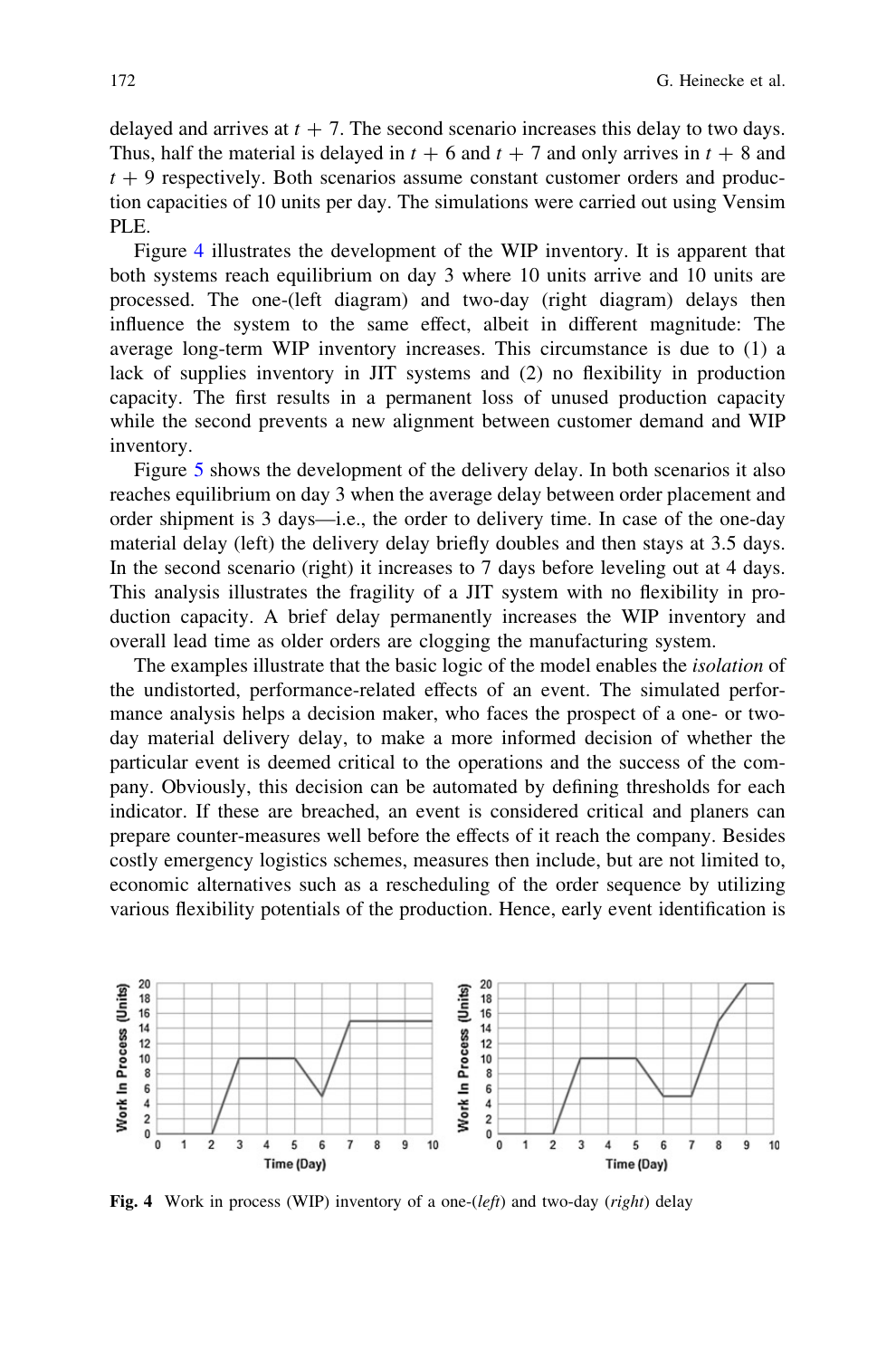delayed and arrives at $t + 7$. The second scenario increases this delay to two days. Thus, half the material is delayed in $t + 6$ and $t + 7$ and only arrives in $t + 8$ and $t + 9$ respectively. Both scenarios assume constant customer orders and production capacities of 10 units per day. The simulations were carried out using Vensim PLE.

Figure 4 illustrates the development of the WIP inventory. It is apparent that both systems reach equilibrium on day 3 where 10 units arrive and 10 units are processed. The one-(left diagram) and two-day (right diagram) delays then influence the system to the same effect, albeit in different magnitude: The average long-term WIP inventory increases. This circumstance is due to (1) a lack of supplies inventory in JIT systems and (2) no flexibility in production capacity. The first results in a permanent loss of unused production capacity while the second prevents a new alignment between customer demand and WIP inventory.

Figure 5 shows the development of the delivery delay. In both scenarios it also reaches equilibrium on day 3 when the average delay between order placement and order shipment is 3 days—i.e., the order to delivery time. In case of the one-day material delay (left) the delivery delay briefly doubles and then stays at 3.5 days. In the second scenario (right) it increases to 7 days before leveling out at 4 days. This analysis illustrates the fragility of a JIT system with no flexibility in production capacity. A brief delay permanently increases the WIP inventory and overall lead time as older orders are clogging the manufacturing system.

The examples illustrate that the basic logic of the model enables the *isolation* of the undistorted, performance-related effects of an event. The simulated performance analysis helps a decision maker, who faces the prospect of a one- or two-day material delivery delay, to make a more informed decision of whether the particular event is deemed critical to the operations and the success of the company. Obviously, this decision can be automated by defining thresholds for each indicator. If these are breached, an event is considered critical and planers can prepare counter-measures well before the effects of it reach the company. Besides costly emergency logistics schemes, measures then include, but are not limited to, economic alternatives such as a rescheduling of the order sequence by utilizing various flexibility potentials of the production. Hence, early event identification is

**Fig. 4** Work in process (WIP) inventory of a one-(*left*) and two-day (*right*) delay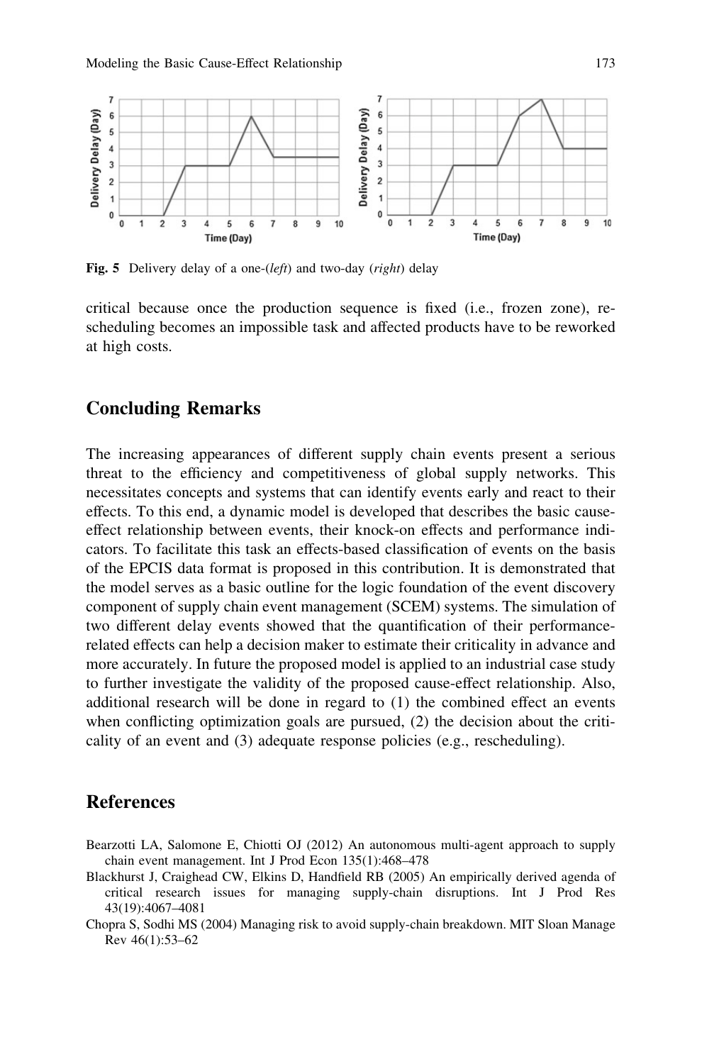Fig. 5 Delivery delay of a one-(*left*) and two-day (*right*) delay

critical because once the production sequence is fixed (i.e., frozen zone), rescheduling becomes an impossible task and affected products have to be reworked at high costs.

## Concluding Remarks

The increasing appearances of different supply chain events present a serious threat to the efficiency and competitiveness of global supply networks. This necessitates concepts and systems that can identify events early and react to their effects. To this end, a dynamic model is developed that describes the basic cause-effect relationship between events, their knock-on effects and performance indicators. To facilitate this task an effects-based classification of events on the basis of the EPCIS data format is proposed in this contribution. It is demonstrated that the model serves as a basic outline for the logic foundation of the event discovery component of supply chain event management (SCEM) systems. The simulation of two different delay events showed that the quantification of their performance-related effects can help a decision maker to estimate their criticality in advance and more accurately. In future the proposed model is applied to an industrial case study to further investigate the validity of the proposed cause-effect relationship. Also, additional research will be done in regard to (1) the combined effect an events when conflicting optimization goals are pursued, (2) the decision about the criticality of an event and (3) adequate response policies (e.g., rescheduling).

## References

Bearzotti LA, Salomone E, Chiotti OJ (2012) An autonomous multi-agent approach to supply chain event management. Int J Prod Econ 135(1):468–478

Blackhurst J, Craighead CW, Elkins D, Handfield RB (2005) An empirically derived agenda of critical research issues for managing supply-chain disruptions. Int J Prod Res 43(19):4067–4081

Chopra S, Sodhi MS (2004) Managing risk to avoid supply-chain breakdown. MIT Sloan Manage Rev 46(1):53–62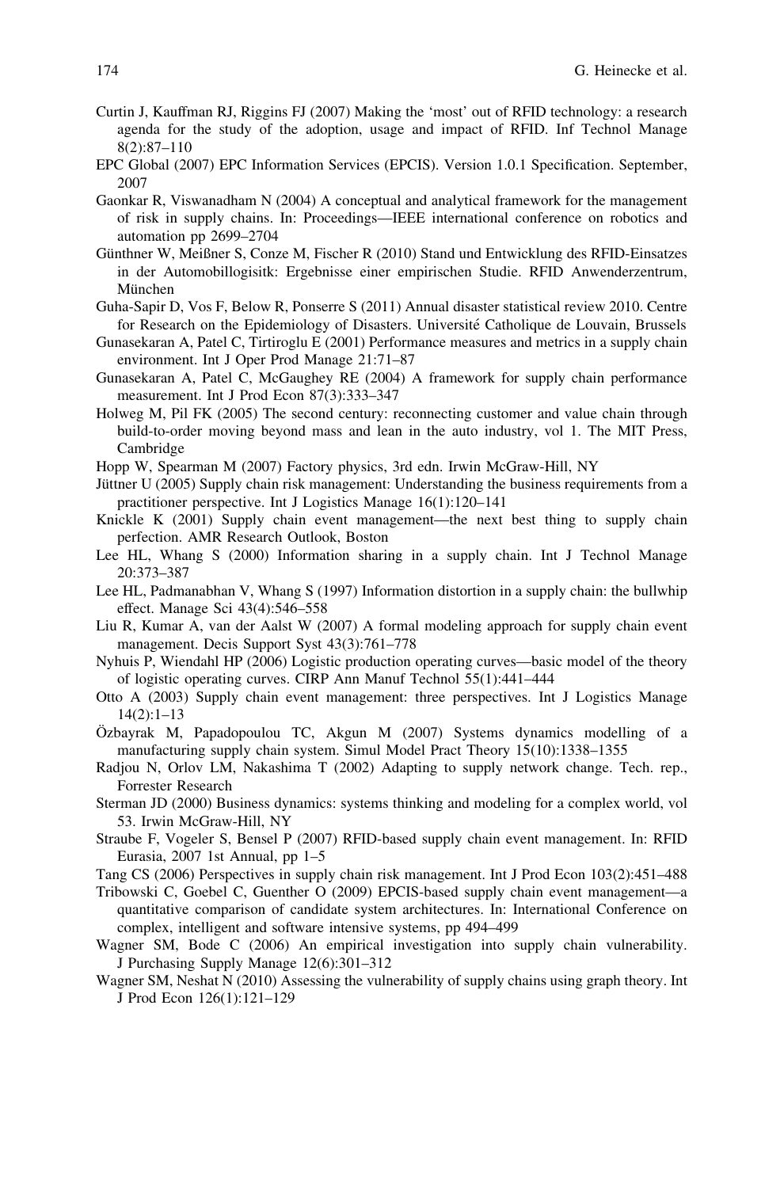Curtin J, Kauffman RJ, Riggins FJ (2007) Making the 'most' out of RFID technology: a research agenda for the study of the adoption, usage and impact of RFID. Inf Technol Manage 8(2):87–110

EPC Global (2007) EPC Information Services (EPCIS). Version 1.0.1 Specification. September, 2007

Gaonkar R, Viswanadham N (2004) A conceptual and analytical framework for the management of risk in supply chains. In: Proceedings—IEEE international conference on robotics and automation pp 2699–2704

Günthner W, Meißner S, Conze M, Fischer R (2010) Stand und Entwicklung des RFID-Einsatzes in der Automobillogisitk: Ergebnisse einer empirischen Studie. RFID Anwenderzentrum, München

Guha-Sapir D, Vos F, Below R, Ponserre S (2011) Annual disaster statistical review 2010. Centre for Research on the Epidemiology of Disasters. Université Catholique de Louvain, Brussels

Gunasekaran A, Patel C, Tirtiroglu E (2001) Performance measures and metrics in a supply chain environment. Int J Oper Prod Manage 21:71–87

Gunasekaran A, Patel C, McGaughey RE (2004) A framework for supply chain performance measurement. Int J Prod Econ 87(3):333–347

Holweg M, Pil FK (2005) The second century: reconnecting customer and value chain through build-to-order moving beyond mass and lean in the auto industry, vol 1. The MIT Press, Cambridge

Hopp W, Spearman M (2007) Factory physics, 3rd edn. Irwin McGraw-Hill, NY

Jüttner U (2005) Supply chain risk management: Understanding the business requirements from a practitioner perspective. Int J Logistics Manage 16(1):120–141

Knickle K (2001) Supply chain event management—the next best thing to supply chain perfection. AMR Research Outlook, Boston

Lee HL, Whang S (2000) Information sharing in a supply chain. Int J Technol Manage 20:373–387

Lee HL, Padmanabhan V, Whang S (1997) Information distortion in a supply chain: the bullwhip effect. Manage Sci 43(4):546–558

Liu R, Kumar A, van der Aalst W (2007) A formal modeling approach for supply chain event management. Decis Support Syst 43(3):761–778

Nyhuis P, Wiendahl HP (2006) Logistic production operating curves—basic model of the theory of logistic operating curves. CIRP Ann Manuf Technol 55(1):441–444

Otto A (2003) Supply chain event management: three perspectives. Int J Logistics Manage 14(2):1–13

Özbayrak M, Papadopoulou TC, Akgun M (2007) Systems dynamics modelling of a manufacturing supply chain system. Simul Model Pract Theory 15(10):1338–1355

Radjou N, Orlov LM, Nakashima T (2002) Adapting to supply network change. Tech. rep., Forrester Research

Sterman JD (2000) Business dynamics: systems thinking and modeling for a complex world, vol 53. Irwin McGraw-Hill, NY

Straube F, Vogeler S, Bensel P (2007) RFID-based supply chain event management. In: RFID Eurasia, 2007 1st Annual, pp 1–5

Tang CS (2006) Perspectives in supply chain risk management. Int J Prod Econ 103(2):451–488

Tribowski C, Goebel C, Guenther O (2009) EPCIS-based supply chain event management—a quantitative comparison of candidate system architectures. In: International Conference on complex, intelligent and software intensive systems, pp 494–499

Wagner SM, Bode C (2006) An empirical investigation into supply chain vulnerability. J Purchasing Supply Manage 12(6):301–312

Wagner SM, Neshat N (2010) Assessing the vulnerability of supply chains using graph theory. Int J Prod Econ 126(1):121–129